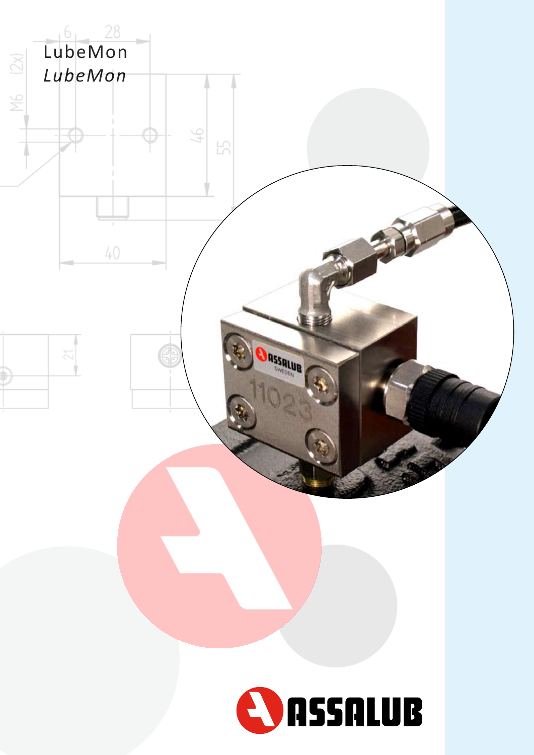# LubeMon

*LubeMon*

ASSALUB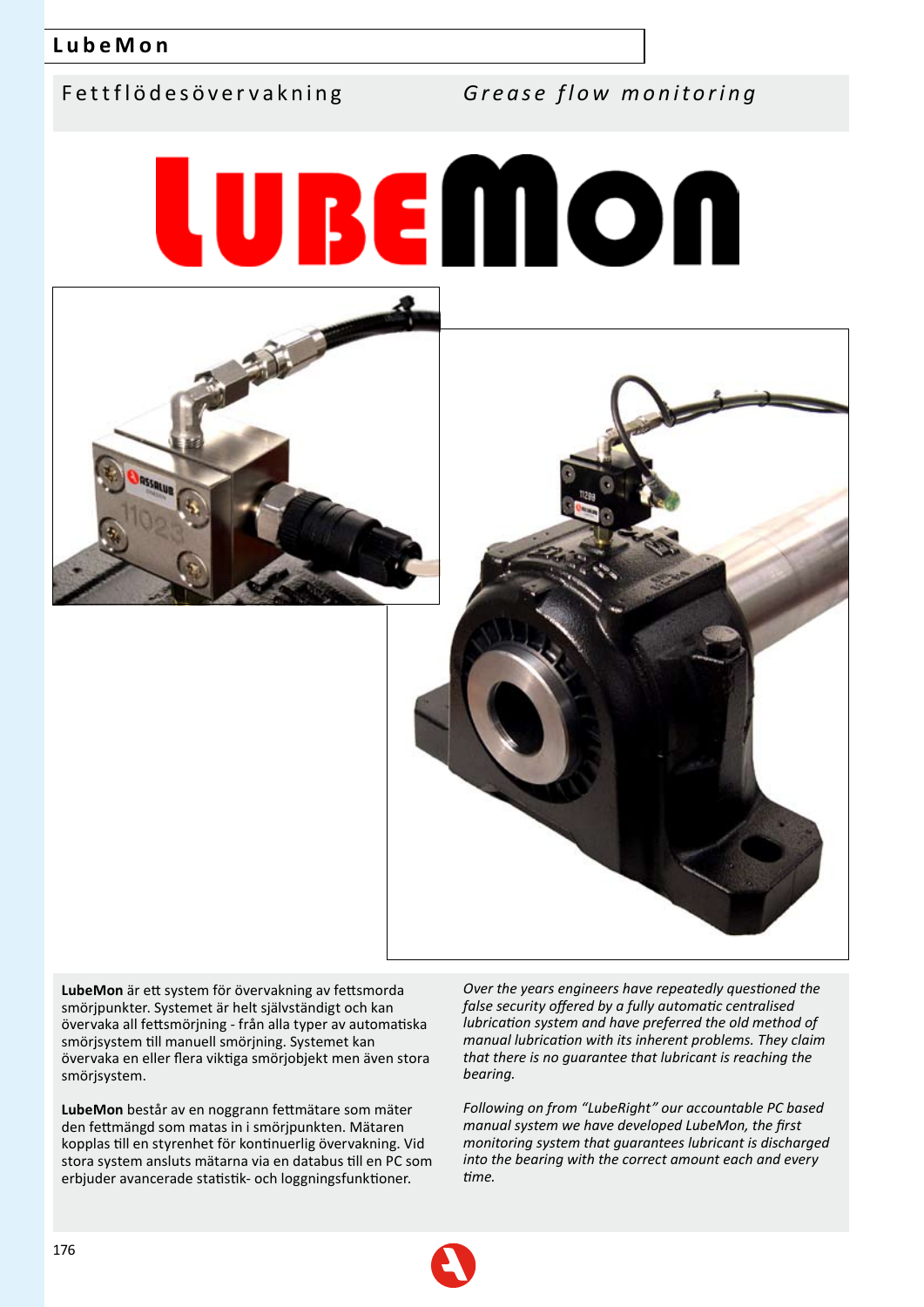# LubeMon

## Fettflödesövervakning

## *Grease flow monitoring*

**LubeMon** är ett system för övervakning av fettsmorda smörjpunkter. Systemet är helt självständigt och kan övervaka all fettsmörjning - från alla typer av automatiska smörjsystem till manuell smörjning. Systemet kan övervaka en eller flera viktiga smörjobjekt men även stora smörjsystem.

**LubeMon** består av en noggrann fettmätare som mäter den fettmängd som matas in i smörjpunkten. Mätaren kopplas till en styrenhet för kontinuerlig övervakning. Vid stora system ansluts mätarna via en databus till en PC som erbjuder avancerade statistik- och loggningsfunktioner.

*Over the years engineers have repeatedly questioned the false security offered by a fully automatic centralised lubrication system and have preferred the old method of manual lubrication with its inherent problems. They claim that there is no guarantee that lubricant is reaching the bearing.*

*Following on from "LubeRight" our accountable PC based manual system we have developed LubeMon, the first monitoring system that guarantees lubricant is discharged into the bearing with the correct amount each and every time.*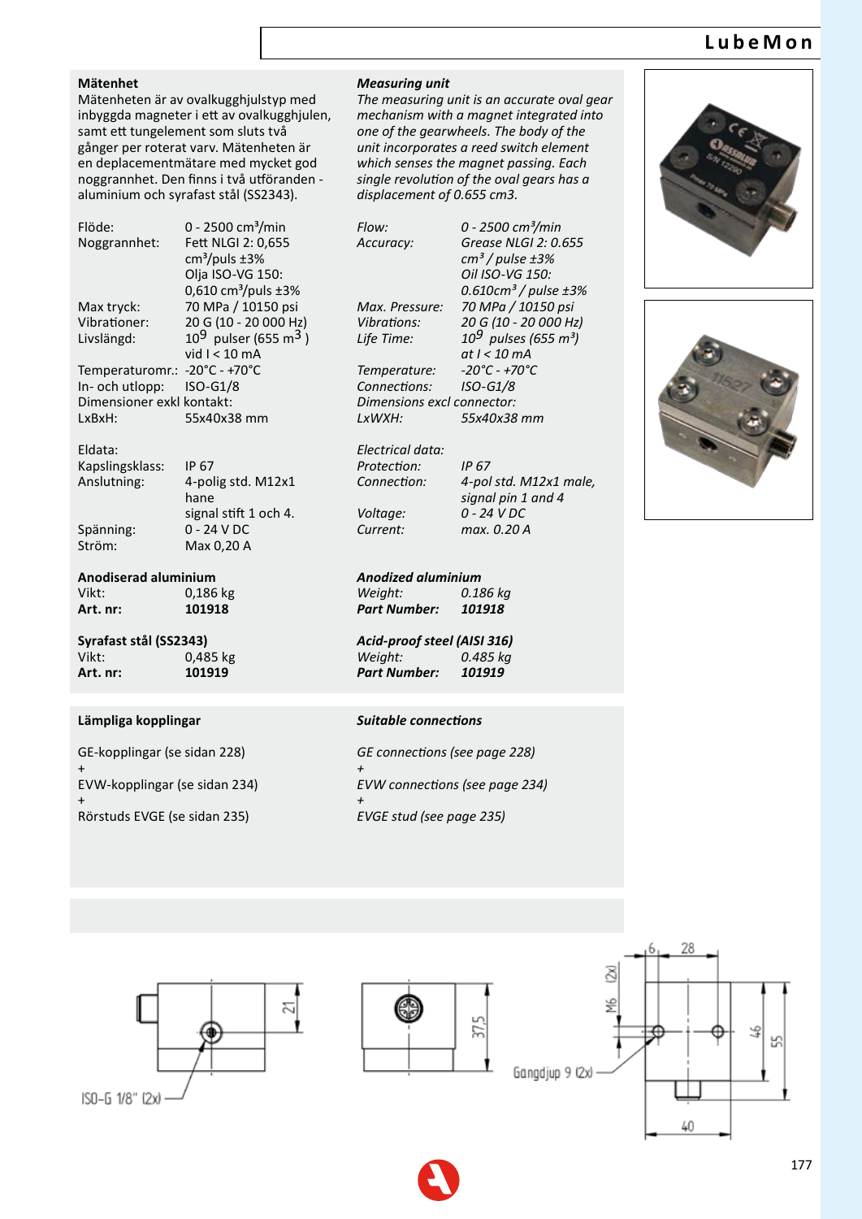# LubeMon

### Mätenhet

Mätenheten är av ovalkugghjulstyp med inbyggda magneter i ett av ovalkugghjulen, samt ett tungelement som sluts två gånger per roterat varv. Mätenheten är en deplacementmätare med mycket god noggrannhet. Den finns i två utföranden - aluminium och syrafast stål (SS2343).

| | |
|---|---|
| Flöde: | 0 - 2500 cm³/min |
| Noggrannhet: | Fett NLGI 2: 0,655 cm³/puls ±3% Olja ISO-VG 150: 0,610 cm³/puls ±3% |
| Max tryck: | 70 MPa / 10150 psi |
| Vibrationer: | 20 G (10 - 20 000 Hz) |
| Livslängd: | $10^9$ pulser (655 m³) vid I < 10 mA |
| Temperaturomr.: | -20°C - +70°C |
| In- och utlopp: | ISO-G1/8 |
| Dimensioner exkl kontakt: | |
| LxBxH: | 55x40x38 mm |

Eldata:

| | |
|---|---|
| Kapslingsklass: | IP 67 |
| Anslutning: | 4-polig std. M12x1 hane signal stift 1 och 4. |
| Spänning: | 0 - 24 V DC |
| Ström: | Max 0,20 A |

**Anodiserad aluminium**

| | |
|---|---|
| Vikt: | 0,186 kg |
| **Art. nr:** | **101918** |

**Syrafast stål (SS2343)**

| | |
|---|---|
| Vikt: | 0,485 kg |
| **Art. nr:** | **101919** |

### *Measuring unit*

*The measuring unit is an accurate oval gear mechanism with a magnet integrated into one of the gearwheels. The body of the unit incorporates a reed switch element which senses the magnet passing. Each single revolution of the oval gears has a displacement of 0.655 cm3.*

| | |
|---|---|
| *Flow:* | *0 - 2500 cm³/min* |
| *Accuracy:* | *Grease NLGI 2: 0.655 cm³ / pulse ±3% Oil ISO-VG 150: 0.610cm³ / pulse ±3%* |
| *Max. Pressure:* | *70 MPa / 10150 psi* |
| *Vibrations:* | *20 G (10 - 20 000 Hz)* |
| *Life Time:* | *$10^9$ pulses (655 m³) at I < 10 mA* |
| *Temperature:* | *-20°C - +70°C* |
| *Connections:* | *ISO-G1/8* |
| *Dimensions excl connector:* | |
| *LxWXH:* | *55x40x38 mm* |

*Electrical data:*

| | |
|---|---|
| *Protection:* | *IP 67* |
| *Connection:* | *4-pol std. M12x1 male, signal pin 1 and 4* |
| *Voltage:* | *0 - 24 V DC* |
| *Current:* | *max. 0.20 A* |

***Anodized aluminium***

| | |
|---|---|
| *Weight:* | *0.186 kg* |
| ***Part Number:*** | ***101918*** |

***Acid-proof steel (AISI 316)***

| | |
|---|---|
| *Weight:* | *0.485 kg* |
| ***Part Number:*** | ***101919*** |

### Lämpliga kopplingar

GE-kopplingar (se sidan 228)
+
EVW-kopplingar (se sidan 234)
+
Rörstuds EVGE (se sidan 235)

### *Suitable connections*

*GE connections (see page 228)*
*+*
*EVW connections (see page 234)*
*+*
*EVGE stud (see page 235)*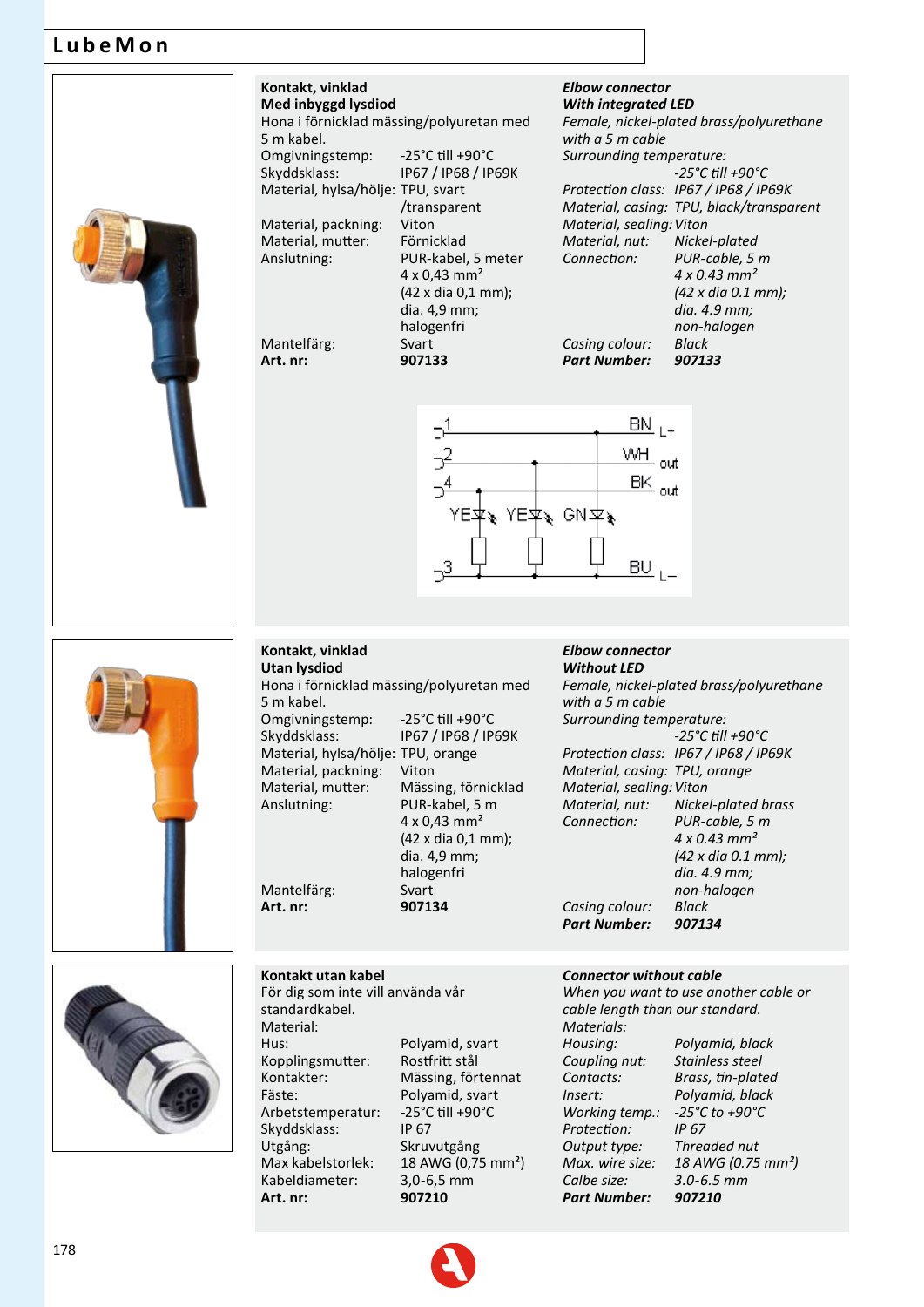## LubeMon

### Kontakt, vinklad
**Med inbyggd lysdiod**

Hona i förnicklad mässing/polyuretan med 5 m kabel.

| | |
|---|---|
| Omgivningstemp: | -25°C till +90°C |
| Skyddsklass: | IP67 / IP68 / IP69K |
| Material, hylsa/hölje: | TPU, svart /transparent |
| Material, packning: | Viton |
| Material, mutter: | Förnicklad |
| Anslutning: | PUR-kabel, 5 meter 4 x 0,43 mm² (42 x dia 0,1 mm); dia. 4,9 mm; halogenfri |
| Mantelfärg: | Svart |
| **Art. nr:** | **907133** |

### *Elbow connector*
***With integrated LED***

*Female, nickel-plated brass/polyurethane with a 5 m cable*

| | |
|---|---|
| *Surrounding temperature:* | *-25°C till +90°C* |
| *Protection class:* | *IP67 / IP68 / IP69K* |
| *Material, casing:* | *TPU, black/transparent* |
| *Material, sealing:* | *Viton* |
| *Material, nut:* | *Nickel-plated* |
| *Connection:* | *PUR-cable, 5 m 4 x 0.43 mm² (42 x dia 0.1 mm); dia. 4.9 mm; non-halogen* |
| *Casing colour:* | *Black* |
| ***Part Number:*** | ***907133*** |

1 BN L+
2 WH out
4 BK out
YE YE GN
3 BU L–

### Kontakt, vinklad
**Utan lysdiod**

Hona i förnicklad mässing/polyuretan med 5 m kabel.

| | |
|---|---|
| Omgivningstemp: | -25°C till +90°C |
| Skyddsklass: | IP67 / IP68 / IP69K |
| Material, hylsa/hölje: | TPU, orange |
| Material, packning: | Viton |
| Material, mutter: | Mässing, förnicklad |
| Anslutning: | PUR-kabel, 5 m 4 x 0,43 mm² (42 x dia 0,1 mm); dia. 4,9 mm; halogenfri |
| Mantelfärg: | Svart |
| **Art. nr:** | **907134** |

### *Elbow connector*
***Without LED***

*Female, nickel-plated brass/polyurethane with a 5 m cable*

| | |
|---|---|
| *Surrounding temperature:* | *-25°C till +90°C* |
| *Protection class:* | *IP67 / IP68 / IP69K* |
| *Material, casing:* | *TPU, orange* |
| *Material, sealing:* | *Viton* |
| *Material, nut:* | *Nickel-plated brass* |
| *Connection:* | *PUR-cable, 5 m 4 x 0.43 mm² (42 x dia 0.1 mm); dia. 4.9 mm; non-halogen* |
| *Casing colour:* | *Black* |
| ***Part Number:*** | ***907134*** |

### Kontakt utan kabel

För dig som inte vill använda vår standardkabel.

Material:

| | |
|---|---|
| Hus: | Polyamid, svart |
| Kopplingsmutter: | Rostfritt stål |
| Kontakter: | Mässing, förtennat |
| Fäste: | Polyamid, svart |
| Arbetstemperatur: | -25°C till +90°C |
| Skyddsklass: | IP 67 |
| Utgång: | Skruvutgång |
| Max kabelstorlek: | 18 AWG (0,75 mm²) |
| Kabeldiameter: | 3,0-6,5 mm |
| **Art. nr:** | **907210** |

### *Connector without cable*

*When you want to use another cable or cable length than our standard.*

*Materials:*

| | |
|---|---|
| *Housing:* | *Polyamid, black* |
| *Coupling nut:* | *Stainless steel* |
| *Contacts:* | *Brass, tin-plated* |
| *Insert:* | *Polyamid, black* |
| *Working temp.:* | *-25°C to +90°C* |
| *Protection:* | *IP 67* |
| *Output type:* | *Threaded nut* |
| *Max. wire size:* | *18 AWG (0.75 mm²)* |
| *Calbe size:* | *3.0-6.5 mm* |
| ***Part Number:*** | ***907210*** |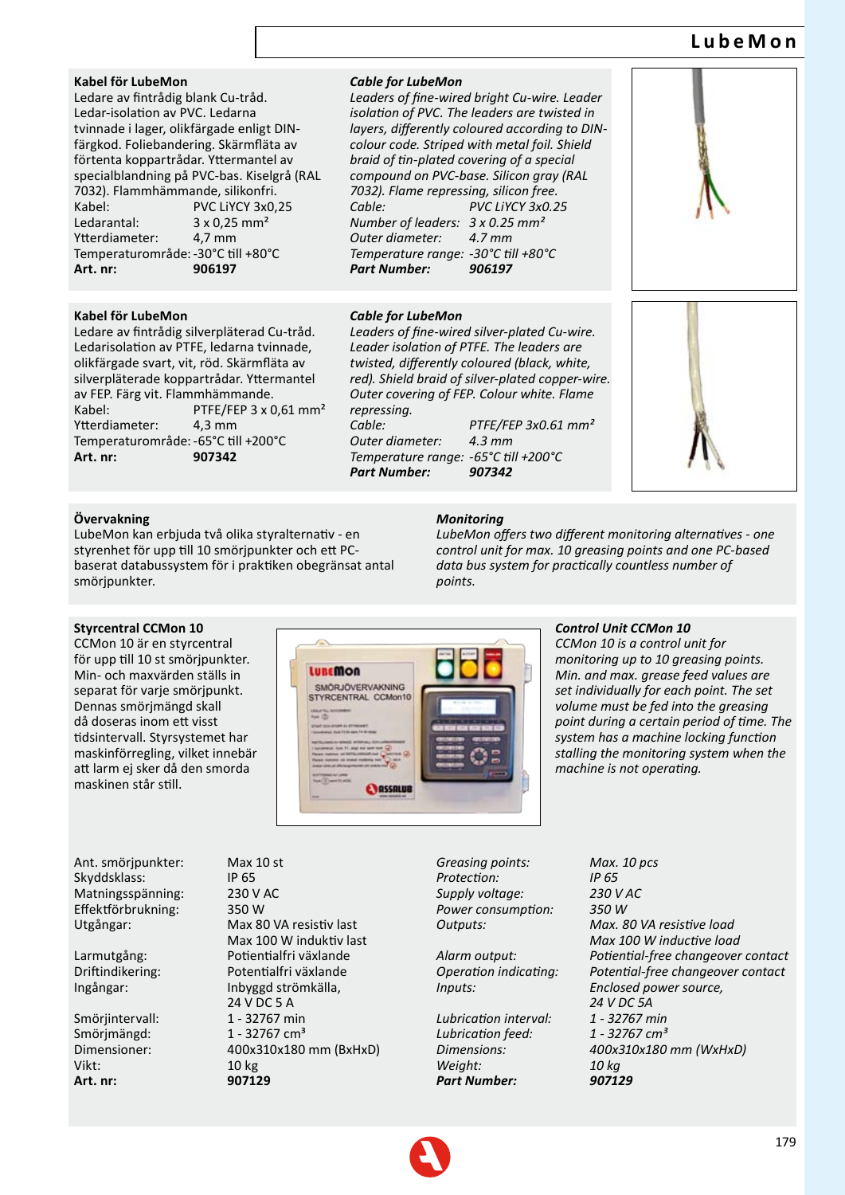## Kabel för LubeMon

Ledare av fintrådig blank Cu-tråd. Ledar-isolation av PVC. Ledarna tvinnade i lager, olikfärgade enligt DIN-färgkod. Foliebandering. Skärmfläta av förtenta kopparträdar. Yttermantel av specialblandning på PVC-bas. Kiselgrå (RAL 7032). Flammhämmande, silikonfri.

| | |
|---|---|
| Kabel: | PVC LiYCY 3x0,25 |
| Ledarantal: | 3 x 0,25 mm² |
| Ytterdiameter: | 4,7 mm |
| Temperaturområde: | -30°C till +80°C |
| **Art. nr:** | **906197** |

## *Cable for LubeMon*

*Leaders of fine-wired bright Cu-wire. Leader isolation of PVC. The leaders are twisted in layers, differently coloured according to DIN-colour code. Striped with metal foil. Shield braid of tin-plated covering of a special compound on PVC-base. Silicon gray (RAL 7032). Flame repressing, silicon free.*

| | |
|---|---|
| *Cable:* | *PVC LiYCY 3x0.25* |
| *Number of leaders:* | *3 x 0.25 mm²* |
| *Outer diameter:* | *4.7 mm* |
| *Temperature range:* | *-30°C till +80°C* |
| ***Part Number:*** | ***906197*** |

## Kabel för LubeMon

Ledare av fintrådig silverpläterad Cu-tråd. Ledarisolation av PTFE, ledarna tvinnade, olikfärgade svart, vit, röd. Skärmfläta av silverpläterade kopparträdar. Yttermantel av FEP. Färg vit. Flammhämmande.

| | |
|---|---|
| Kabel: | PTFE/FEP 3 x 0,61 mm² |
| Ytterdiameter: | 4,3 mm |
| Temperaturområde: | -65°C till +200°C |
| **Art. nr:** | **907342** |

## *Cable for LubeMon*

*Leaders of fine-wired silver-plated Cu-wire. Leader isolation of PTFE. The leaders are twisted, differently coloured (black, white, red). Shield braid of silver-plated copper-wire. Outer covering of FEP. Colour white. Flame repressing.*

| | |
|---|---|
| *Cable:* | *PTFE/FEP 3x0.61 mm²* |
| *Outer diameter:* | *4.3 mm* |
| *Temperature range:* | *-65°C till +200°C* |
| ***Part Number:*** | ***907342*** |

## Övervakning

LubeMon kan erbjuda två olika styralternativ - en styrenhet för upp till 10 smörjpunkter och ett PC-baserat databussystem för i praktiken obegränsat antal smörjpunkter.

## *Monitoring*

*LubeMon offers two different monitoring alternatives - one control unit for max. 10 greasing points and one PC-based data bus system for practically countless number of points.*

## Styrcentral CCMon 10

CCMon 10 är en styrcentral för upp till 10 st smörjpunkter. Min- och maxvärden ställs in separat för varje smörjpunkt. Dennas smörjmängd skall då doseras inom ett visst tidsintervall. Styrsystemet har maskinförregling, vilket innebär att larm ej sker då den smorda maskinen står still.

## *Control Unit CCMon 10*

*CCMon 10 is a control unit for monitoring up to 10 greasing points. Min. and max. grease feed values are set individually for each point. The set volume must be fed into the greasing point during a certain period of time. The system has a machine locking function stalling the monitoring system when the machine is not operating.*

| | |
|---|---|
| Ant. smörjpunkter: | Max 10 st |
| Skyddsklass: | IP 65 |
| Matningsspänning: | 230 V AC |
| Effektförbrukning: | 350 W |
| Utgångar: | Max 80 VA resistiv last<br>Max 100 W induktiv last |
| Larmutgång: | Potentialfri växlande |
| Driftindikering: | Potentialfri växlande |
| Ingångar: | Inbyggd strömkälla,<br>24 V DC 5 A |
| Smörjintervall: | 1 - 32767 min |
| Smörjmängd: | 1 - 32767 cm³ |
| Dimensioner: | 400x310x180 mm (BxHxD) |
| Vikt: | 10 kg |
| **Art. nr:** | **907129** |

| | |
|---|---|
| *Greasing points:* | *Max. 10 pcs* |
| *Protection:* | *IP 65* |
| *Supply voltage:* | *230 V AC* |
| *Power consumption:* | *350 W* |
| *Outputs:* | *Max. 80 VA resistive load*<br>*Max 100 W inductive load* |
| *Alarm output:* | *Potiential-free changeover contact* |
| *Operation indicating:* | *Potential-free changeover contact* |
| *Inputs:* | *Enclosed power source,*<br>*24 V DC 5A* |
| *Lubrication interval:* | *1 - 32767 min* |
| *Lubrication feed:* | *1 - 32767 cm³* |
| *Dimensions:* | *400x310x180 mm (WxHxD)* |
| *Weight:* | *10 kg* |
| ***Part Number:*** | ***907129*** |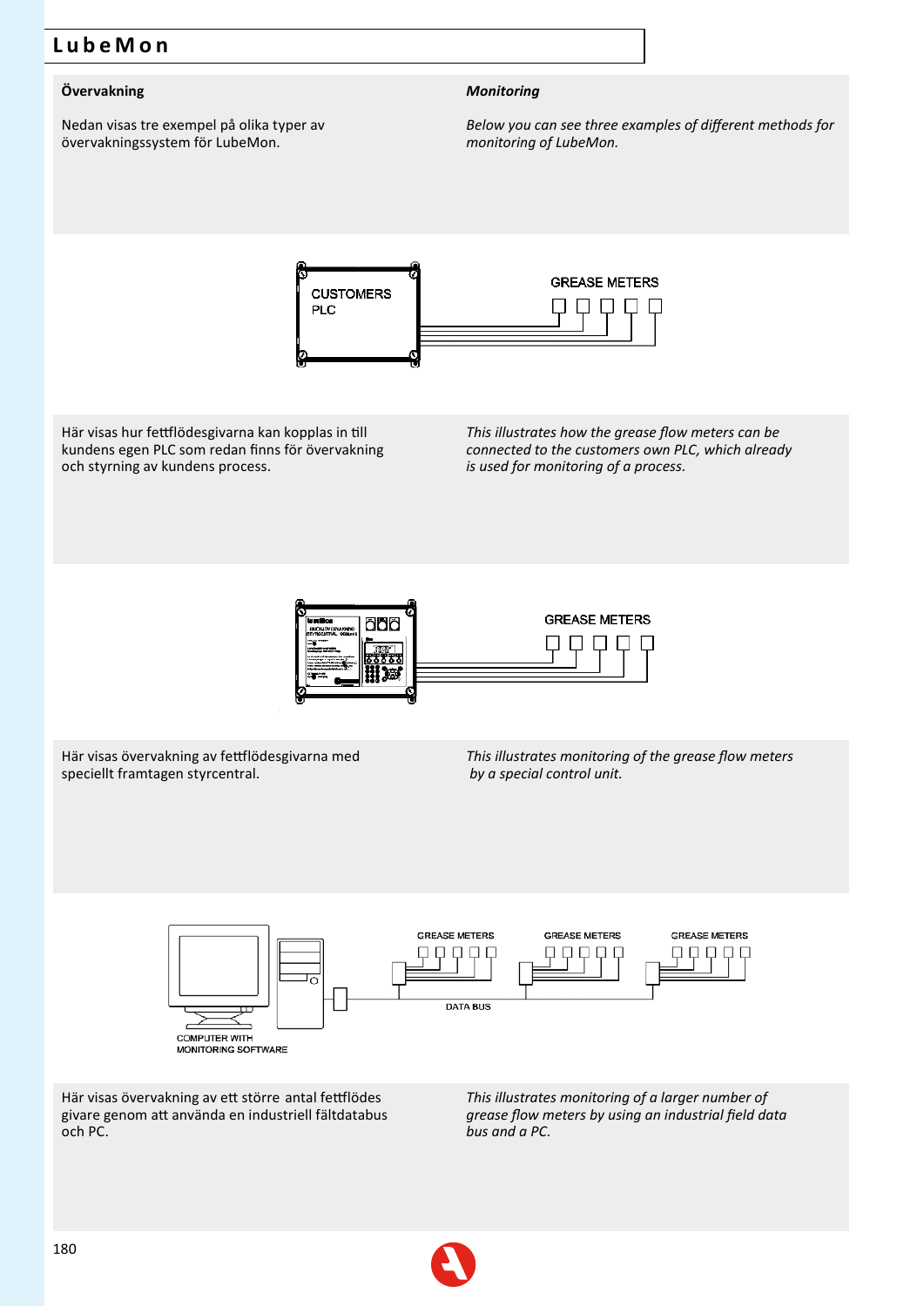# LubeMon

## Övervakning

Nedan visas tre exempel på olika typer av övervakningssystem för LubeMon.

## *Monitoring*

*Below you can see three examples of different methods for monitoring of LubeMon.*

CUSTOMERS PLC

GREASE METERS

Här visas hur fettflödesgivarna kan kopplas in till kundens egen PLC som redan finns för övervakning och styrning av kundens process.

*This illustrates how the grease flow meters can be connected to the customers own PLC, which already is used for monitoring of a process.*

GREASE METERS

Här visas övervakning av fettflödesgivarna med speciellt framtagen styrcentral.

*This illustrates monitoring of the grease flow meters by a special control unit.*

GREASE METERS

GREASE METERS

GREASE METERS

DATA BUS

COMPUTER WITH MONITORING SOFTWARE

Här visas övervakning av ett större antal fettflödes givare genom att använda en industriell fältdatabus och PC.

*This illustrates monitoring of a larger number of grease flow meters by using an industrial field data bus and a PC.*